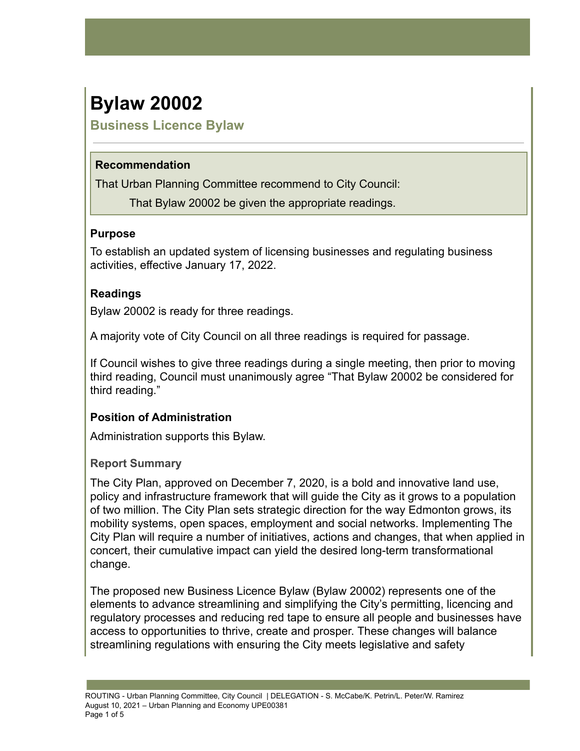# Bylaw 20002

## Business Licence Bylaw

### Recommendation

That Urban Planning Committee recommend to City Council:

That Bylaw 20002 be given the appropriate readings.

### Purpose

To establish an updated system of licensing businesses and regulating business activities, effective January 17, 2022.

### Readings

Bylaw 20002 is ready for three readings.

A majority vote of City Council on all three readings is required for passage.

If Council wishes to give three readings during a single meeting, then prior to moving third reading, Council must unanimously agree "That Bylaw 20002 be considered for third reading."

### Position of Administration

Administration supports this Bylaw.

### Report Summary

The City Plan, approved on December 7, 2020, is a bold and innovative land use, policy and infrastructure framework that will guide the City as it grows to a population of two million. The City Plan sets strategic direction for the way Edmonton grows, its mobility systems, open spaces, employment and social networks. Implementing The City Plan will require a number of initiatives, actions and changes, that when applied in concert, their cumulative impact can yield the desired long-term transformational change.

The proposed new Business Licence Bylaw (Bylaw 20002) represents one of the elements to advance streamlining and simplifying the City's permitting, licencing and regulatory processes and reducing red tape to ensure all people and businesses have access to opportunities to thrive, create and prosper. These changes will balance streamlining regulations with ensuring the City meets legislative and safety

ROUTING - Urban Planning Committee, City Council | DELEGATION - S. McCabe/K. Petrin/L. Peter/W. Ramirez
August 10, 2021 – Urban Planning and Economy UPE00381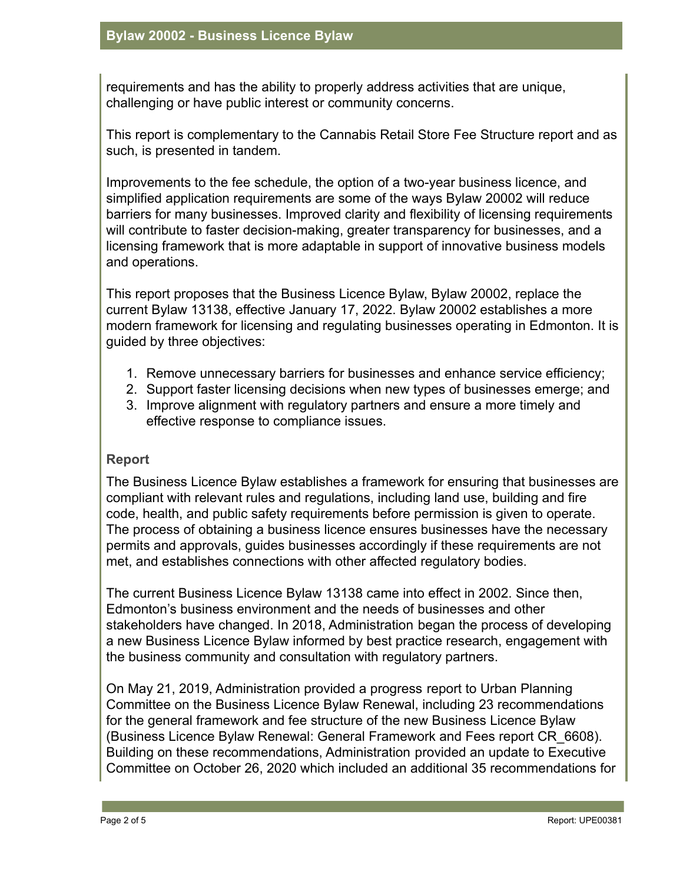requirements and has the ability to properly address activities that are unique, challenging or have public interest or community concerns.

This report is complementary to the Cannabis Retail Store Fee Structure report and as such, is presented in tandem.

Improvements to the fee schedule, the option of a two-year business licence, and simplified application requirements are some of the ways Bylaw 20002 will reduce barriers for many businesses. Improved clarity and flexibility of licensing requirements will contribute to faster decision-making, greater transparency for businesses, and a licensing framework that is more adaptable in support of innovative business models and operations.

This report proposes that the Business Licence Bylaw, Bylaw 20002, replace the current Bylaw 13138, effective January 17, 2022. Bylaw 20002 establishes a more modern framework for licensing and regulating businesses operating in Edmonton. It is guided by three objectives:

1. Remove unnecessary barriers for businesses and enhance service efficiency;
2. Support faster licensing decisions when new types of businesses emerge; and
3. Improve alignment with regulatory partners and ensure a more timely and effective response to compliance issues.

### Report

The Business Licence Bylaw establishes a framework for ensuring that businesses are compliant with relevant rules and regulations, including land use, building and fire code, health, and public safety requirements before permission is given to operate. The process of obtaining a business licence ensures businesses have the necessary permits and approvals, guides businesses accordingly if these requirements are not met, and establishes connections with other affected regulatory bodies.

The current Business Licence Bylaw 13138 came into effect in 2002. Since then, Edmonton's business environment and the needs of businesses and other stakeholders have changed. In 2018, Administration began the process of developing a new Business Licence Bylaw informed by best practice research, engagement with the business community and consultation with regulatory partners.

On May 21, 2019, Administration provided a progress report to Urban Planning Committee on the Business Licence Bylaw Renewal, including 23 recommendations for the general framework and fee structure of the new Business Licence Bylaw (Business Licence Bylaw Renewal: General Framework and Fees report CR_6608). Building on these recommendations, Administration provided an update to Executive Committee on October 26, 2020 which included an additional 35 recommendations for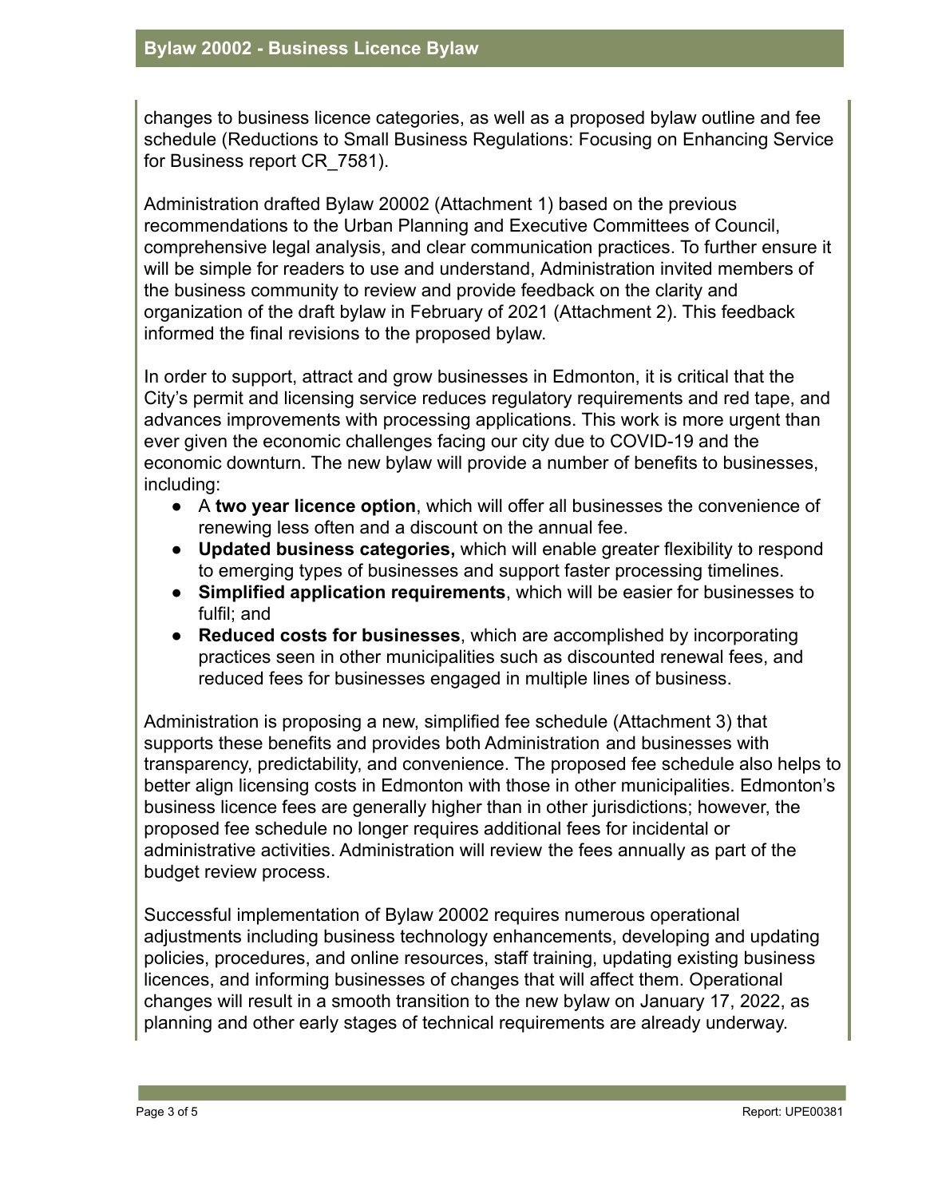changes to business licence categories, as well as a proposed bylaw outline and fee schedule (Reductions to Small Business Regulations: Focusing on Enhancing Service for Business report CR_7581).

Administration drafted Bylaw 20002 (Attachment 1) based on the previous recommendations to the Urban Planning and Executive Committees of Council, comprehensive legal analysis, and clear communication practices. To further ensure it will be simple for readers to use and understand, Administration invited members of the business community to review and provide feedback on the clarity and organization of the draft bylaw in February of 2021 (Attachment 2). This feedback informed the final revisions to the proposed bylaw.

In order to support, attract and grow businesses in Edmonton, it is critical that the City's permit and licensing service reduces regulatory requirements and red tape, and advances improvements with processing applications. This work is more urgent than ever given the economic challenges facing our city due to COVID-19 and the economic downturn. The new bylaw will provide a number of benefits to businesses, including:

- A **two year licence option**, which will offer all businesses the convenience of renewing less often and a discount on the annual fee.
- **Updated business categories,** which will enable greater flexibility to respond to emerging types of businesses and support faster processing timelines.
- **Simplified application requirements**, which will be easier for businesses to fulfil; and
- **Reduced costs for businesses**, which are accomplished by incorporating practices seen in other municipalities such as discounted renewal fees, and reduced fees for businesses engaged in multiple lines of business.

Administration is proposing a new, simplified fee schedule (Attachment 3) that supports these benefits and provides both Administration and businesses with transparency, predictability, and convenience. The proposed fee schedule also helps to better align licensing costs in Edmonton with those in other municipalities. Edmonton's business licence fees are generally higher than in other jurisdictions; however, the proposed fee schedule no longer requires additional fees for incidental or administrative activities. Administration will review the fees annually as part of the budget review process.

Successful implementation of Bylaw 20002 requires numerous operational adjustments including business technology enhancements, developing and updating policies, procedures, and online resources, staff training, updating existing business licences, and informing businesses of changes that will affect them. Operational changes will result in a smooth transition to the new bylaw on January 17, 2022, as planning and other early stages of technical requirements are already underway.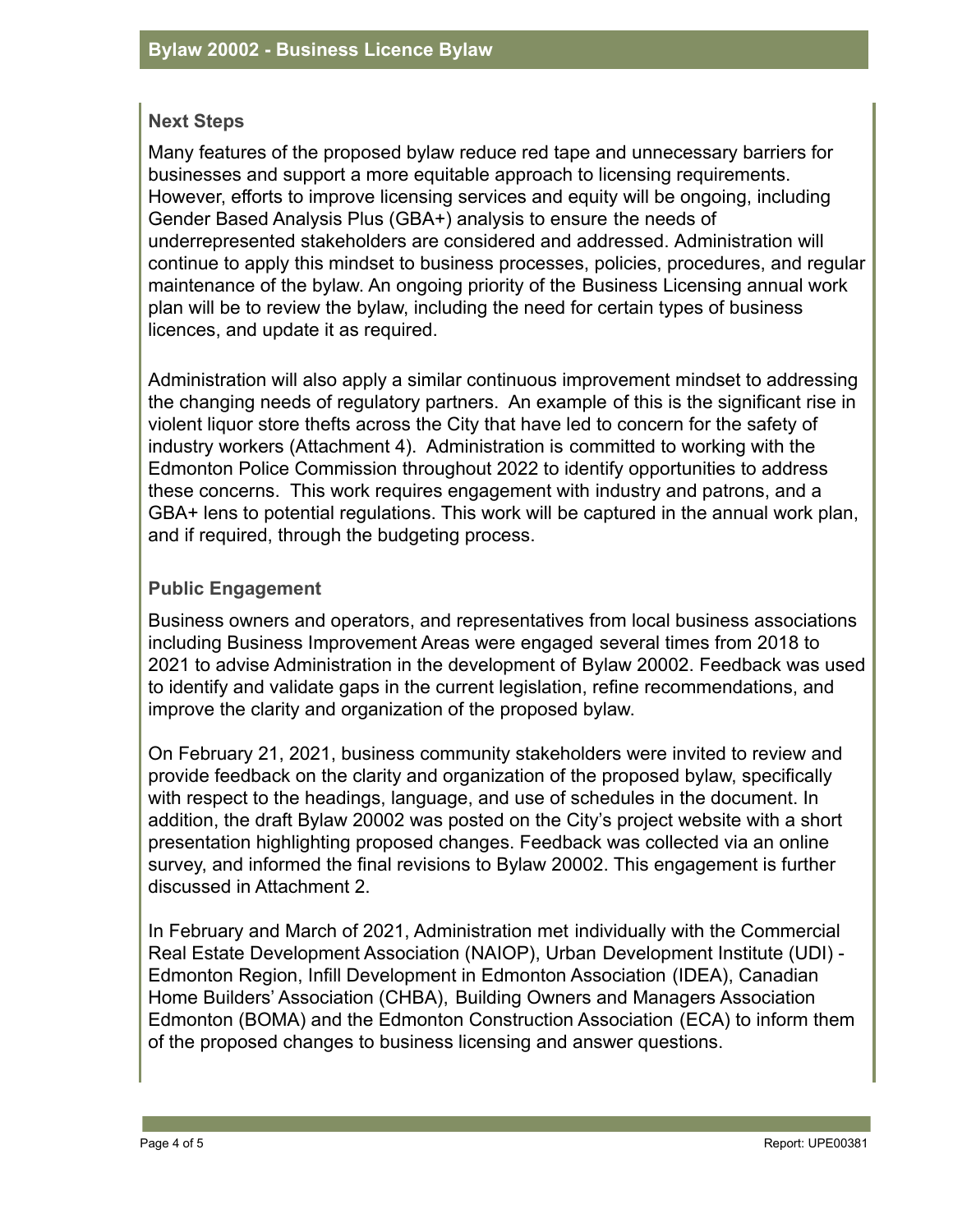## Next Steps

Many features of the proposed bylaw reduce red tape and unnecessary barriers for businesses and support a more equitable approach to licensing requirements. However, efforts to improve licensing services and equity will be ongoing, including Gender Based Analysis Plus (GBA+) analysis to ensure the needs of underrepresented stakeholders are considered and addressed. Administration will continue to apply this mindset to business processes, policies, procedures, and regular maintenance of the bylaw. An ongoing priority of the Business Licensing annual work plan will be to review the bylaw, including the need for certain types of business licences, and update it as required.

Administration will also apply a similar continuous improvement mindset to addressing the changing needs of regulatory partners. An example of this is the significant rise in violent liquor store thefts across the City that have led to concern for the safety of industry workers (Attachment 4). Administration is committed to working with the Edmonton Police Commission throughout 2022 to identify opportunities to address these concerns. This work requires engagement with industry and patrons, and a GBA+ lens to potential regulations. This work will be captured in the annual work plan, and if required, through the budgeting process.

## Public Engagement

Business owners and operators, and representatives from local business associations including Business Improvement Areas were engaged several times from 2018 to 2021 to advise Administration in the development of Bylaw 20002. Feedback was used to identify and validate gaps in the current legislation, refine recommendations, and improve the clarity and organization of the proposed bylaw.

On February 21, 2021, business community stakeholders were invited to review and provide feedback on the clarity and organization of the proposed bylaw, specifically with respect to the headings, language, and use of schedules in the document. In addition, the draft Bylaw 20002 was posted on the City's project website with a short presentation highlighting proposed changes. Feedback was collected via an online survey, and informed the final revisions to Bylaw 20002. This engagement is further discussed in Attachment 2.

In February and March of 2021, Administration met individually with the Commercial Real Estate Development Association (NAIOP), Urban Development Institute (UDI) - Edmonton Region, Infill Development in Edmonton Association (IDEA), Canadian Home Builders' Association (CHBA), Building Owners and Managers Association Edmonton (BOMA) and the Edmonton Construction Association (ECA) to inform them of the proposed changes to business licensing and answer questions.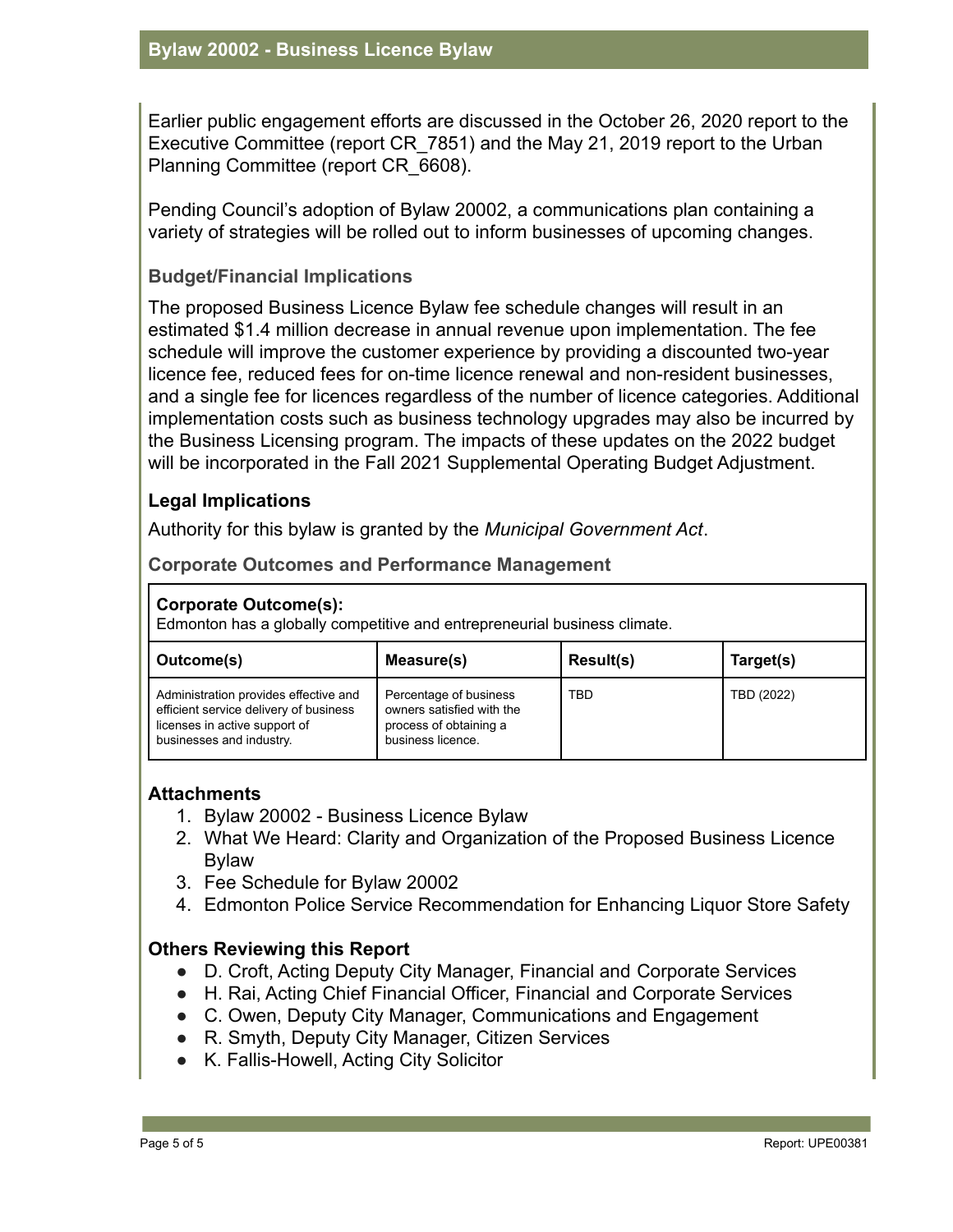Earlier public engagement efforts are discussed in the October 26, 2020 report to the Executive Committee (report CR_7851) and the May 21, 2019 report to the Urban Planning Committee (report CR_6608).

Pending Council's adoption of Bylaw 20002, a communications plan containing a variety of strategies will be rolled out to inform businesses of upcoming changes.

### Budget/Financial Implications

The proposed Business Licence Bylaw fee schedule changes will result in an estimated $1.4 million decrease in annual revenue upon implementation. The fee schedule will improve the customer experience by providing a discounted two-year licence fee, reduced fees for on-time licence renewal and non-resident businesses, and a single fee for licences regardless of the number of licence categories. Additional implementation costs such as business technology upgrades may also be incurred by the Business Licensing program. The impacts of these updates on the 2022 budget will be incorporated in the Fall 2021 Supplemental Operating Budget Adjustment.

### Legal Implications

Authority for this bylaw is granted by the *Municipal Government Act*.

### Corporate Outcomes and Performance Management

**Corporate Outcome(s):**
Edmonton has a globally competitive and entrepreneurial business climate.

| Outcome(s) | Measure(s) | Result(s) | Target(s) |
|---|---|---|---|
| Administration provides effective and efficient service delivery of business licenses in active support of businesses and industry. | Percentage of business owners satisfied with the process of obtaining a business licence. | TBD | TBD (2022) |

### Attachments

1. Bylaw 20002 - Business Licence Bylaw
2. What We Heard: Clarity and Organization of the Proposed Business Licence Bylaw
3. Fee Schedule for Bylaw 20002
4. Edmonton Police Service Recommendation for Enhancing Liquor Store Safety

### Others Reviewing this Report

- D. Croft, Acting Deputy City Manager, Financial and Corporate Services
- H. Rai, Acting Chief Financial Officer, Financial and Corporate Services
- C. Owen, Deputy City Manager, Communications and Engagement
- R. Smyth, Deputy City Manager, Citizen Services
- K. Fallis-Howell, Acting City Solicitor